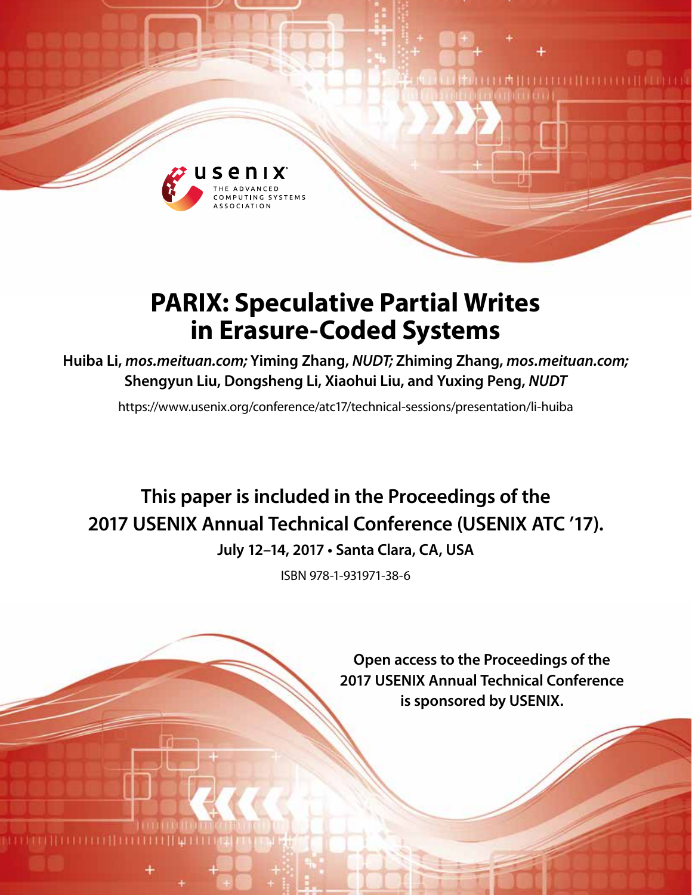# PARIX: Speculative Partial Writes in Erasure-Coded Systems

**Huiba Li,** ***mos.meituan.com;*** **Yiming Zhang,** ***NUDT;*** **Zhiming Zhang,** ***mos.meituan.com;*** **Shengyun Liu, Dongsheng Li, Xiaohui Liu, and Yuxing Peng,** ***NUDT***

https://www.usenix.org/conference/atc17/technical-sessions/presentation/li-huiba

**This paper is included in the Proceedings of the 2017 USENIX Annual Technical Conference (USENIX ATC '17).**

**July 12–14, 2017 • Santa Clara, CA, USA**

ISBN 978-1-931971-38-6

**Open access to the Proceedings of the 2017 USENIX Annual Technical Conference is sponsored by USENIX.**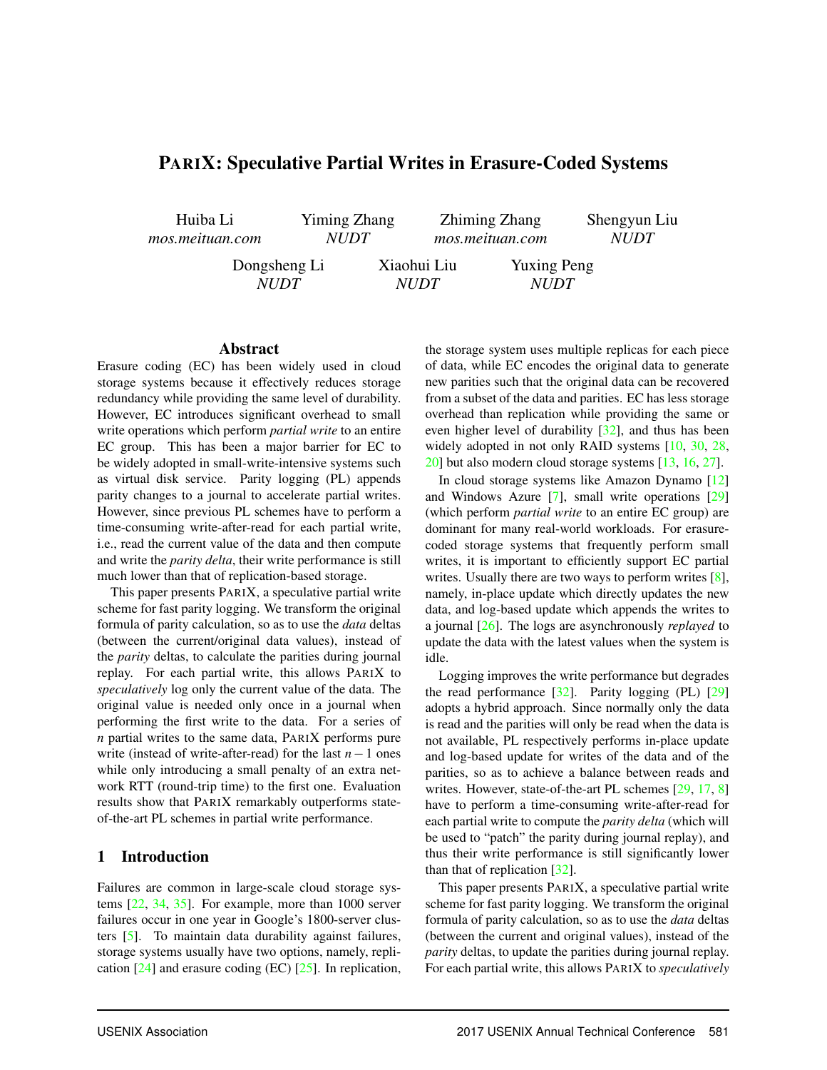# PARIX: Speculative Partial Writes in Erasure-Coded Systems

Huiba Li
*mos.meituan.com*

Yiming Zhang
*NUDT*

Zhiming Zhang
*mos.meituan.com*

Shengyun Liu
*NUDT*

Dongsheng Li
*NUDT*

Xiaohui Liu
*NUDT*

Yuxing Peng
*NUDT*

## Abstract

Erasure coding (EC) has been widely used in cloud storage systems because it effectively reduces storage redundancy while providing the same level of durability. However, EC introduces significant overhead to small write operations which perform *partial write* to an entire EC group. This has been a major barrier for EC to be widely adopted in small-write-intensive systems such as virtual disk service. Parity logging (PL) appends parity changes to a journal to accelerate partial writes. However, since previous PL schemes have to perform a time-consuming write-after-read for each partial write, i.e., read the current value of the data and then compute and write the *parity delta*, their write performance is still much lower than that of replication-based storage.

This paper presents PARIX, a speculative partial write scheme for fast parity logging. We transform the original formula of parity calculation, so as to use the *data* deltas (between the current/original data values), instead of the *parity* deltas, to calculate the parities during journal replay. For each partial write, this allows PARIX to *speculatively* log only the current value of the data. The original value is needed only once in a journal when performing the first write to the data. For a series of $n$ partial writes to the same data, PARIX performs pure write (instead of write-after-read) for the last $n-1$ ones while only introducing a small penalty of an extra network RTT (round-trip time) to the first one. Evaluation results show that PARIX remarkably outperforms state-of-the-art PL schemes in partial write performance.

## 1 Introduction

Failures are common in large-scale cloud storage systems [22, 34, 35]. For example, more than 1000 server failures occur in one year in Google's 1800-server clusters [5]. To maintain data durability against failures, storage systems usually have two options, namely, replication [24] and erasure coding (EC) [25]. In replication, the storage system uses multiple replicas for each piece of data, while EC encodes the original data to generate new parities such that the original data can be recovered from a subset of the data and parities. EC has less storage overhead than replication while providing the same or even higher level of durability [32], and thus has been widely adopted in not only RAID systems [10, 30, 28, 20] but also modern cloud storage systems [13, 16, 27].

In cloud storage systems like Amazon Dynamo [12] and Windows Azure [7], small write operations [29] (which perform *partial write* to an entire EC group) are dominant for many real-world workloads. For erasure-coded storage systems that frequently perform small writes, it is important to efficiently support EC partial writes. Usually there are two ways to perform writes [8], namely, in-place update which directly updates the new data, and log-based update which appends the writes to a journal [26]. The logs are asynchronously *replayed* to update the data with the latest values when the system is idle.

Logging improves the write performance but degrades the read performance [32]. Parity logging (PL) [29] adopts a hybrid approach. Since normally only the data is read and the parities will only be read when the data is not available, PL respectively performs in-place update and log-based update for writes of the data and of the parities, so as to achieve a balance between reads and writes. However, state-of-the-art PL schemes [29, 17, 8] have to perform a time-consuming write-after-read for each partial write to compute the *parity delta* (which will be used to "patch" the parity during journal replay), and thus their write performance is still significantly lower than that of replication [32].

This paper presents PARIX, a speculative partial write scheme for fast parity logging. We transform the original formula of parity calculation, so as to use the *data* deltas (between the current and original values), instead of the *parity* deltas, to update the parities during journal replay. For each partial write, this allows PARIX to *speculatively*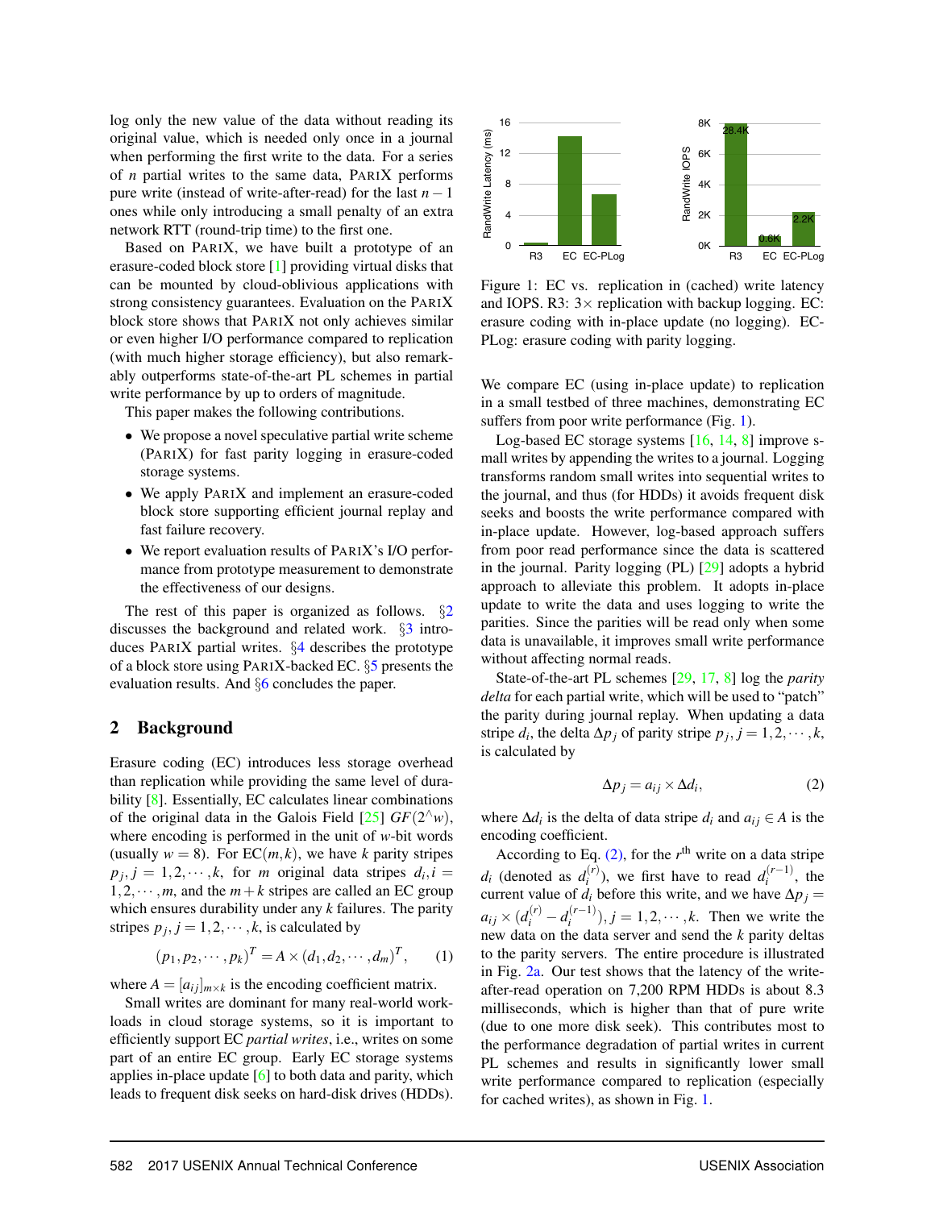log only the new value of the data without reading its original value, which is needed only once in a journal when performing the first write to the data. For a series of $n$ partial writes to the same data, PARIX performs pure write (instead of write-after-read) for the last $n-1$ ones while only introducing a small penalty of an extra network RTT (round-trip time) to the first one.

Based on PARIX, we have built a prototype of an erasure-coded block store [1] providing virtual disks that can be mounted by cloud-oblivious applications with strong consistency guarantees. Evaluation on the PARIX block store shows that PARIX not only achieves similar or even higher I/O performance compared to replication (with much higher storage efficiency), but also remarkably outperforms state-of-the-art PL schemes in partial write performance by up to orders of magnitude.

This paper makes the following contributions.

- We propose a novel speculative partial write scheme (PARIX) for fast parity logging in erasure-coded storage systems.
- We apply PARIX and implement an erasure-coded block store supporting efficient journal replay and fast failure recovery.
- We report evaluation results of PARIX's I/O performance from prototype measurement to demonstrate the effectiveness of our designs.

The rest of this paper is organized as follows. §2 discusses the background and related work. §3 introduces PARIX partial writes. §4 describes the prototype of a block store using PARIX-backed EC. §5 presents the evaluation results. And §6 concludes the paper.

## 2 Background

Erasure coding (EC) introduces less storage overhead than replication while providing the same level of durability [8]. Essentially, EC calculates linear combinations of the original data in the Galois Field [25] $GF(2^\wedge w)$, where encoding is performed in the unit of $w$-bit words (usually $w=8$). For EC$(m,k)$, we have $k$ parity stripes $p_j, j=1,2,\cdots,k$, for $m$ original data stripes $d_i, i=1,2,\cdots,m$, and the $m+k$ stripes are called an EC group which ensures durability under any $k$ failures. The parity stripes $p_j, j=1,2,\cdots,k$, is calculated by

$$(p_1,p_2,\cdots,p_k)^T = A \times (d_1,d_2,\cdots,d_m)^T, \qquad (1)$$

where $A=[a_{ij}]_{m\times k}$ is the encoding coefficient matrix.

Small writes are dominant for many real-world workloads in cloud storage systems, so it is important to efficiently support EC *partial writes*, i.e., writes on some part of an entire EC group. Early EC storage systems applies in-place update [6] to both data and parity, which leads to frequent disk seeks on hard-disk drives (HDDs).

Figure 1: EC vs. replication in (cached) write latency and IOPS. R3: $3\times$ replication with backup logging. EC: erasure coding with in-place update (no logging). EC-PLog: erasure coding with parity logging.

We compare EC (using in-place update) to replication in a small testbed of three machines, demonstrating EC suffers from poor write performance (Fig. 1).

Log-based EC storage systems [16, 14, 8] improve small writes by appending the writes to a journal. Logging transforms random small writes into sequential writes to the journal, and thus (for HDDs) it avoids frequent disk seeks and boosts the write performance compared with in-place update. However, log-based approach suffers from poor read performance since the data is scattered in the journal. Parity logging (PL) [29] adopts a hybrid approach to alleviate this problem. It adopts in-place update to write the data and uses logging to write the parities. Since the parities will be read only when some data is unavailable, it improves small write performance without affecting normal reads.

State-of-the-art PL schemes [29, 17, 8] log the *parity delta* for each partial write, which will be used to "patch" the parity during journal replay. When updating a data stripe $d_i$, the delta $\Delta p_j$ of parity stripe $p_j, j=1,2,\cdots,k$, is calculated by

$$\Delta p_j = a_{ij} \times \Delta d_i, \qquad (2)$$

where $\Delta d_i$ is the delta of data stripe $d_i$ and $a_{ij} \in A$ is the encoding coefficient.

According to Eq. (2), for the $r^{\text{th}}$ write on a data stripe $d_i$ (denoted as $d_i^{(r)}$), we first have to read $d_i^{(r-1)}$, the current value of $d_i$ before this write, and we have $\Delta p_j = a_{ij} \times (d_i^{(r)} - d_i^{(r-1)}), j=1,2,\cdots,k$. Then we write the new data on the data server and send the $k$ parity deltas to the parity servers. The entire procedure is illustrated in Fig. 2a. Our test shows that the latency of the write-after-read operation on 7,200 RPM HDDs is about 8.3 milliseconds, which is higher than that of pure write (due to one more disk seek). This contributes most to the performance degradation of partial writes in current PL schemes and results in significantly lower small write performance compared to replication (especially for cached writes), as shown in Fig. 1.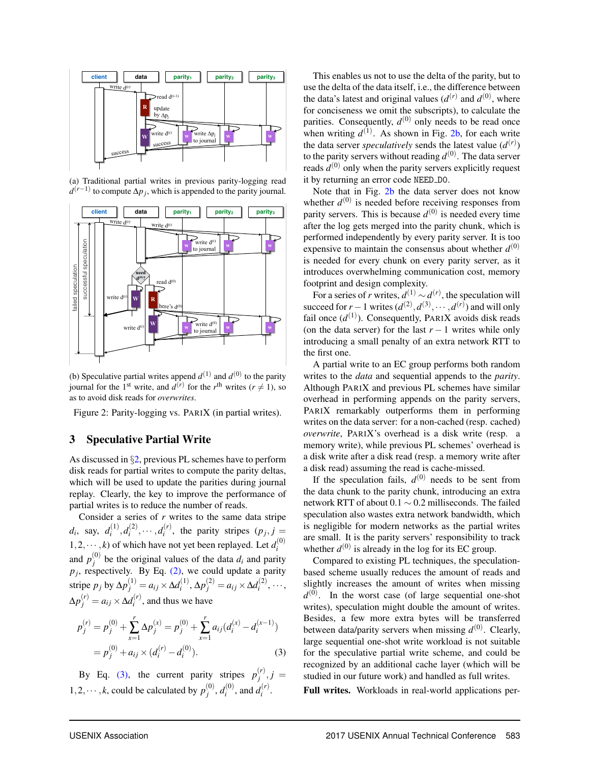(a) Traditional partial writes in previous parity-logging read $d^{(r-1)}$ to compute $\Delta p_j$, which is appended to the parity journal.

(b) Speculative partial writes append $d^{(1)}$ and $d^{(0)}$ to the parity journal for the 1st write, and $d^{(r)}$ for the $r$th writes ($r \neq 1$), so as to avoid disk reads for *overwrites*.

Figure 2: Parity-logging vs. PARIX (in partial writes).

## 3 Speculative Partial Write

As discussed in §2, previous PL schemes have to perform disk reads for partial writes to compute the parity deltas, which will be used to update the parities during journal replay. Clearly, the key to improve the performance of partial writes is to reduce the number of reads.

Consider a series of $r$ writes to the same data stripe $d_i$, say, $d_i^{(1)}, d_i^{(2)}, \cdots, d_i^{(r)}$, the parity stripes ($p_j, j = 1, 2, \cdots, k$) of which have not yet been replayed. Let $d_i^{(0)}$ and $p_j^{(0)}$ be the original values of the data $d_i$ and parity $p_j$, respectively. By Eq. (2), we could update a parity stripe $p_j$ by $\Delta p_j^{(1)} = a_{ij} \times \Delta d_i^{(1)}, \Delta p_j^{(2)} = a_{ij} \times \Delta d_i^{(2)}, \cdots, \Delta p_j^{(r)} = a_{ij} \times \Delta d_i^{(r)}$, and thus we have

$$p_j^{(r)} = p_j^{(0)} + \sum_{x=1}^{r} \Delta p_j^{(x)} = p_j^{(0)} + \sum_{x=1}^{r} a_{ij}(d_i^{(x)} - d_i^{(x-1)})$$
$$= p_j^{(0)} + a_{ij} \times (d_i^{(r)} - d_i^{(0)}). \quad (3)$$

By Eq. (3), the current parity stripes $p_j^{(r)}, j = 1, 2, \cdots, k$, could be calculated by $p_j^{(0)}$, $d_i^{(0)}$, and $d_i^{(r)}$.

This enables us not to use the delta of the parity, but to use the delta of the data itself, i.e., the difference between the data's latest and original values ($d^{(r)}$ and $d^{(0)}$, where for conciseness we omit the subscripts), to calculate the parities. Consequently, $d^{(0)}$ only needs to be read once when writing $d^{(1)}$. As shown in Fig. 2b, for each write the data server *speculatively* sends the latest value ($d^{(r)}$) to the parity servers without reading $d^{(0)}$. The data server reads $d^{(0)}$ only when the parity servers explicitly request it by returning an error code NEED_D0.

Note that in Fig. 2b the data server does not know whether $d^{(0)}$ is needed before receiving responses from parity servers. This is because $d^{(0)}$ is needed every time after the log gets merged into the parity chunk, which is performed independently by every parity server. It is too expensive to maintain the consensus about whether $d^{(0)}$ is needed for every chunk on every parity server, as it introduces overwhelming communication cost, memory footprint and design complexity.

For a series of $r$ writes, $d^{(1)} \sim d^{(r)}$, the speculation will succeed for $r-1$ writes ($d^{(2)}, d^{(3)}, \cdots, d^{(r)}$) and will only fail once ($d^{(1)}$). Consequently, PARIX avoids disk reads (on the data server) for the last $r-1$ writes while only introducing a small penalty of an extra network RTT to the first one.

A partial write to an EC group performs both random writes to the *data* and sequential appends to the *parity*. Although PARIX and previous PL schemes have similar overhead in performing appends on the parity servers, PARIX remarkably outperforms them in performing writes on the data server: for a non-cached (resp. cached) *overwrite*, PARIX's overhead is a disk write (resp. a memory write), while previous PL schemes' overhead is a disk write after a disk read (resp. a memory write after a disk read) assuming the read is cache-missed.

If the speculation fails, $d^{(0)}$ needs to be sent from the data chunk to the parity chunk, introducing an extra network RTT of about $0.1 \sim 0.2$ milliseconds. The failed speculation also wastes extra network bandwidth, which is negligible for modern networks as the partial writes are small. It is the parity servers' responsibility to track whether $d^{(0)}$ is already in the log for its EC group.

Compared to existing PL techniques, the speculation-based scheme usually reduces the amount of reads and slightly increases the amount of writes when missing $d^{(0)}$. In the worst case (of large sequential one-shot writes), speculation might double the amount of writes. Besides, a few more extra bytes will be transferred between data/parity servers when missing $d^{(0)}$. Clearly, large sequential one-shot write workload is not suitable for the speculative partial write scheme, and could be recognized by an additional cache layer (which will be studied in our future work) and handled as full writes.

**Full writes.** Workloads in real-world applications per-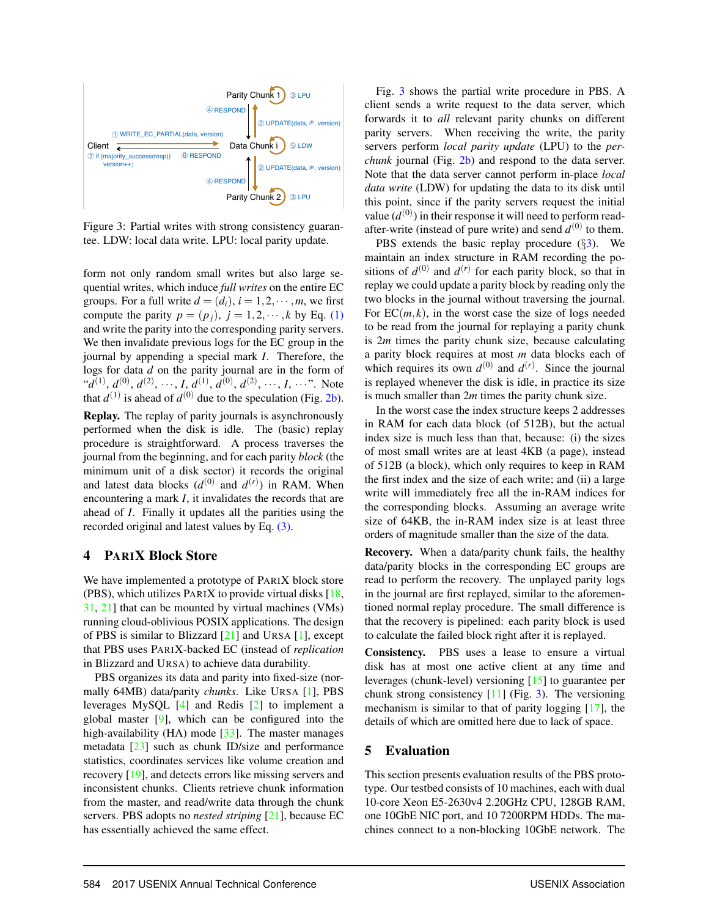Figure 3: Partial writes with strong consistency guarantee. LDW: local data write. LPU: local parity update.

form not only random small writes but also large sequential writes, which induce *full writes* on the entire EC groups. For a full write $d = (d_i)$, $i = 1, 2, \cdots, m$, we first compute the parity $p = (p_j)$, $j = 1, 2, \cdots, k$ by Eq. (1) and write the parity into the corresponding parity servers. We then invalidate previous logs for the EC group in the journal by appending a special mark $I$. Therefore, the logs for data $d$ on the parity journal are in the form of "$d^{(1)}$, $d^{(0)}$, $d^{(2)}$, $\cdots$, $I$, $d^{(1)}$, $d^{(0)}$, $d^{(2)}$, $\cdots$, $I$, $\cdots$". Note that $d^{(1)}$ is ahead of $d^{(0)}$ due to the speculation (Fig. 2b).

**Replay.** The replay of parity journals is asynchronously performed when the disk is idle. The (basic) replay procedure is straightforward. A process traverses the journal from the beginning, and for each parity *block* (the minimum unit of a disk sector) it records the original and latest data blocks ($d^{(0)}$ and $d^{(r)}$) in RAM. When encountering a mark $I$, it invalidates the records that are ahead of $I$. Finally it updates all the parities using the recorded original and latest values by Eq. (3).

## 4 PARIX Block Store

We have implemented a prototype of PARIX block store (PBS), which utilizes PARIX to provide virtual disks [18, 31, 21] that can be mounted by virtual machines (VMs) running cloud-oblivious POSIX applications. The design of PBS is similar to Blizzard [21] and URSA [1], except that PBS uses PARIX-backed EC (instead of *replication* in Blizzard and URSA) to achieve data durability.

PBS organizes its data and parity into fixed-size (normally 64MB) data/parity *chunks*. Like URSA [1], PBS leverages MySQL [4] and Redis [2] to implement a global master [9], which can be configured into the high-availability (HA) mode [33]. The master manages metadata [23] such as chunk ID/size and performance statistics, coordinates services like volume creation and recovery [19], and detects errors like missing servers and inconsistent chunks. Clients retrieve chunk information from the master, and read/write data through the chunk servers. PBS adopts no *nested striping* [21], because EC has essentially achieved the same effect.

Fig. 3 shows the partial write procedure in PBS. A client sends a write request to the data server, which forwards it to *all* relevant parity chunks on different parity servers. When receiving the write, the parity servers perform *local parity update* (LPU) to the *per-chunk* journal (Fig. 2b) and respond to the data server. Note that the data server cannot perform in-place *local data write* (LDW) for updating the data to its disk until this point, since if the parity servers request the initial value ($d^{(0)}$) in their response it will need to perform read-after-write (instead of pure write) and send $d^{(0)}$ to them.

PBS extends the basic replay procedure (§3). We maintain an index structure in RAM recording the positions of $d^{(0)}$ and $d^{(r)}$ for each parity block, so that in replay we could update a parity block by reading only the two blocks in the journal without traversing the journal. For EC$(m,k)$, in the worst case the size of logs needed to be read from the journal for replaying a parity chunk is $2m$ times the parity chunk size, because calculating a parity block requires at most $m$ data blocks each of which requires its own $d^{(0)}$ and $d^{(r)}$. Since the journal is replayed whenever the disk is idle, in practice its size is much smaller than $2m$ times the parity chunk size.

In the worst case the index structure keeps 2 addresses in RAM for each data block (of 512B), but the actual index size is much less than that, because: (i) the sizes of most small writes are at least 4KB (a page), instead of 512B (a block), which only requires to keep in RAM the first index and the size of each write; and (ii) a large write will immediately free all the in-RAM indices for the corresponding blocks. Assuming an average write size of 64KB, the in-RAM index size is at least three orders of magnitude smaller than the size of the data.

**Recovery.** When a data/parity chunk fails, the healthy data/parity blocks in the corresponding EC groups are read to perform the recovery. The unplayed parity logs in the journal are first replayed, similar to the aforementioned normal replay procedure. The small difference is that the recovery is pipelined: each parity block is used to calculate the failed block right after it is replayed.

**Consistency.** PBS uses a lease to ensure a virtual disk has at most one active client at any time and leverages (chunk-level) versioning [15] to guarantee per chunk strong consistency [11] (Fig. 3). The versioning mechanism is similar to that of parity logging [17], the details of which are omitted here due to lack of space.

## 5 Evaluation

This section presents evaluation results of the PBS prototype. Our testbed consists of 10 machines, each with dual 10-core Xeon E5-2630v4 2.20GHz CPU, 128GB RAM, one 10GbE NIC port, and 10 7200RPM HDDs. The machines connect to a non-blocking 10GbE network. The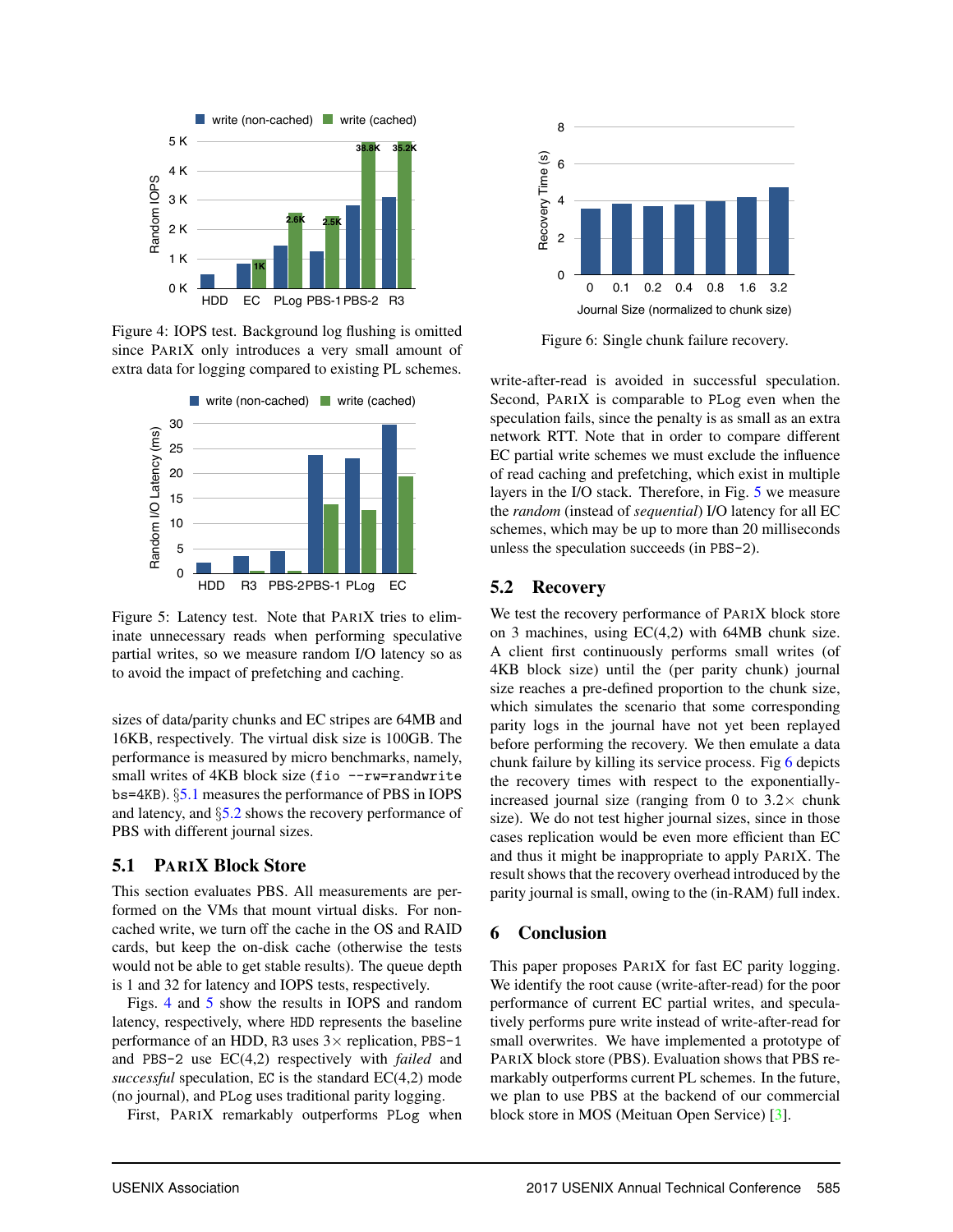Figure 4: IOPS test. Background log flushing is omitted since PARIX only introduces a very small amount of extra data for logging compared to existing PL schemes.

Figure 5: Latency test. Note that PARIX tries to eliminate unnecessary reads when performing speculative partial writes, so we measure random I/O latency so as to avoid the impact of prefetching and caching.

sizes of data/parity chunks and EC stripes are 64MB and 16KB, respectively. The virtual disk size is 100GB. The performance is measured by micro benchmarks, namely, small writes of 4KB block size (`fio --rw=randwrite bs=4KB`). §5.1 measures the performance of PBS in IOPS and latency, and §5.2 shows the recovery performance of PBS with different journal sizes.

## 5.1 PARIX Block Store

This section evaluates PBS. All measurements are performed on the VMs that mount virtual disks. For non-cached write, we turn off the cache in the OS and RAID cards, but keep the on-disk cache (otherwise the tests would not be able to get stable results). The queue depth is 1 and 32 for latency and IOPS tests, respectively.

Figs. 4 and 5 show the results in IOPS and random latency, respectively, where `HDD` represents the baseline performance of an HDD, `R3` uses 3× replication, `PBS-1` and `PBS-2` use EC(4,2) respectively with *failed* and *successful* speculation, `EC` is the standard EC(4,2) mode (no journal), and `PLog` uses traditional parity logging.

First, PARIX remarkably outperforms `PLog` when write-after-read is avoided in successful speculation. Second, PARIX is comparable to `PLog` even when the speculation fails, since the penalty is as small as an extra network RTT. Note that in order to compare different EC partial write schemes we must exclude the influence of read caching and prefetching, which exist in multiple layers in the I/O stack. Therefore, in Fig. 5 we measure the *random* (instead of *sequential*) I/O latency for all EC schemes, which may be up to more than 20 milliseconds unless the speculation succeeds (in `PBS-2`).

Figure 6: Single chunk failure recovery.

## 5.2 Recovery

We test the recovery performance of PARIX block store on 3 machines, using EC(4,2) with 64MB chunk size. A client first continuously performs small writes (of 4KB block size) until the (per parity chunk) journal size reaches a pre-defined proportion to the chunk size, which simulates the scenario that some corresponding parity logs in the journal have not yet been replayed before performing the recovery. We then emulate a data chunk failure by killing its service process. Fig 6 depicts the recovery times with respect to the exponentially-increased journal size (ranging from 0 to 3.2× chunk size). We do not test higher journal sizes, since in those cases replication would be even more efficient than EC and thus it might be inappropriate to apply PARIX. The result shows that the recovery overhead introduced by the parity journal is small, owing to the (in-RAM) full index.

## 6 Conclusion

This paper proposes PARIX for fast EC parity logging. We identify the root cause (write-after-read) for the poor performance of current EC partial writes, and speculatively performs pure write instead of write-after-read for small overwrites. We have implemented a prototype of PARIX block store (PBS). Evaluation shows that PBS remarkably outperforms current PL schemes. In the future, we plan to use PBS at the backend of our commercial block store in MOS (Meituan Open Service) [3].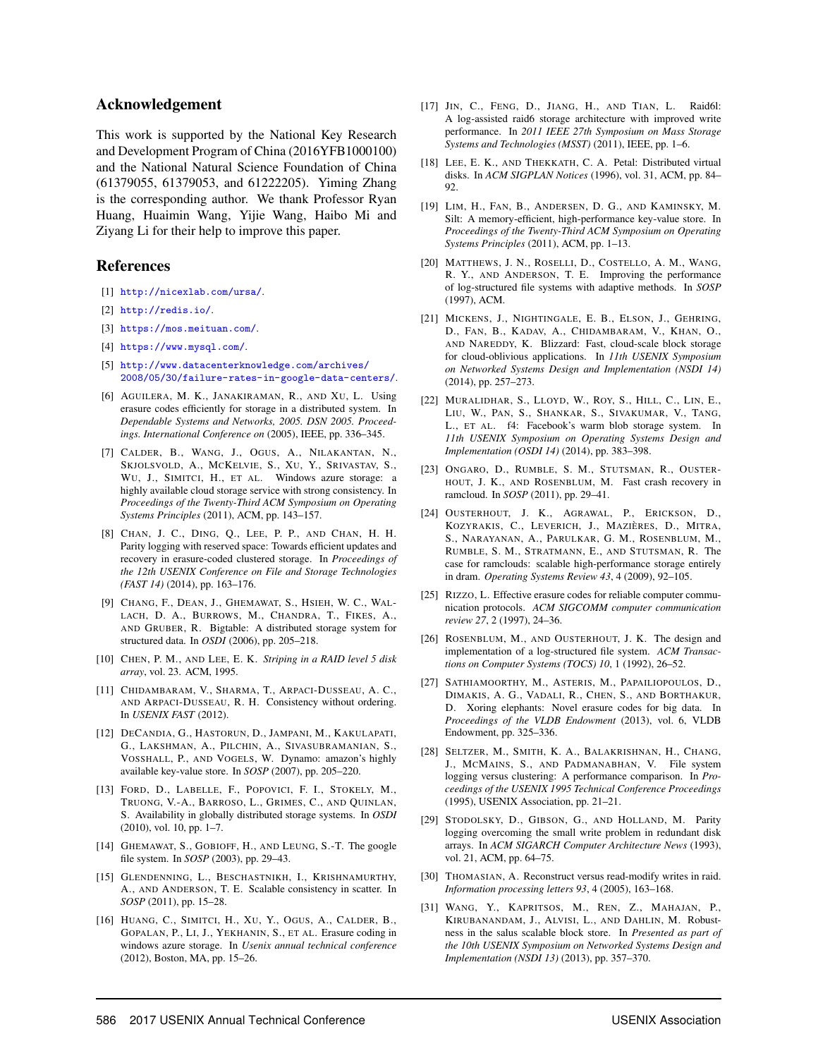## Acknowledgement

This work is supported by the National Key Research and Development Program of China (2016YFB1000100) and the National Natural Science Foundation of China (61379055, 61379053, and 61222205). Yiming Zhang is the corresponding author. We thank Professor Ryan Huang, Huaimin Wang, Yijie Wang, Haibo Mi and Ziyang Li for their help to improve this paper.

## References

[1] http://nicexlab.com/ursa/.

[2] http://redis.io/.

[3] https://mos.meituan.com/.

[4] https://www.mysql.com/.

[5] http://www.datacenterknowledge.com/archives/2008/05/30/failure-rates-in-google-data-centers/.

[6] AGUILERA, M. K., JANAKIRAMAN, R., AND XU, L. Using erasure codes efficiently for storage in a distributed system. In *Dependable Systems and Networks, 2005. DSN 2005. Proceedings. International Conference on* (2005), IEEE, pp. 336–345.

[7] CALDER, B., WANG, J., OGUS, A., NILAKANTAN, N., SKJOLSVOLD, A., MCKELVIE, S., XU, Y., SRIVASTAV, S., WU, J., SIMITCI, H., ET AL. Windows azure storage: a highly available cloud storage service with strong consistency. In *Proceedings of the Twenty-Third ACM Symposium on Operating Systems Principles* (2011), ACM, pp. 143–157.

[8] CHAN, J. C., DING, Q., LEE, P. P., AND CHAN, H. H. Parity logging with reserved space: Towards efficient updates and recovery in erasure-coded clustered storage. In *Proceedings of the 12th USENIX Conference on File and Storage Technologies (FAST 14)* (2014), pp. 163–176.

[9] CHANG, F., DEAN, J., GHEMAWAT, S., HSIEH, W. C., WALLACH, D. A., BURROWS, M., CHANDRA, T., FIKES, A., AND GRUBER, R. Bigtable: A distributed storage system for structured data. In *OSDI* (2006), pp. 205–218.

[10] CHEN, P. M., AND LEE, E. K. *Striping in a RAID level 5 disk array*, vol. 23. ACM, 1995.

[11] CHIDAMBARAM, V., SHARMA, T., ARPACI-DUSSEAU, A. C., AND ARPACI-DUSSEAU, R. H. Consistency without ordering. In *USENIX FAST* (2012).

[12] DECANDIA, G., HASTORUN, D., JAMPANI, M., KAKULAPATI, G., LAKSHMAN, A., PILCHIN, A., SIVASUBRAMANIAN, S., VOSSHALL, P., AND VOGELS, W. Dynamo: amazon's highly available key-value store. In *SOSP* (2007), pp. 205–220.

[13] FORD, D., LABELLE, F., POPOVICI, F. I., STOKELY, M., TRUONG, V.-A., BARROSO, L., GRIMES, C., AND QUINLAN, S. Availability in globally distributed storage systems. In *OSDI* (2010), vol. 10, pp. 1–7.

[14] GHEMAWAT, S., GOBIOFF, H., AND LEUNG, S.-T. The google file system. In *SOSP* (2003), pp. 29–43.

[15] GLENDENNING, L., BESCHASTNIKH, I., KRISHNAMURTHY, A., AND ANDERSON, T. E. Scalable consistency in scatter. In *SOSP* (2011), pp. 15–28.

[16] HUANG, C., SIMITCI, H., XU, Y., OGUS, A., CALDER, B., GOPALAN, P., LI, J., YEKHANIN, S., ET AL. Erasure coding in windows azure storage. In *Usenix annual technical conference* (2012), Boston, MA, pp. 15–26.

[17] JIN, C., FENG, D., JIANG, H., AND TIAN, L. Raid6l: A log-assisted raid6 storage architecture with improved write performance. In *2011 IEEE 27th Symposium on Mass Storage Systems and Technologies (MSST)* (2011), IEEE, pp. 1–6.

[18] LEE, E. K., AND THEKKATH, C. A. Petal: Distributed virtual disks. In *ACM SIGPLAN Notices* (1996), vol. 31, ACM, pp. 84–92.

[19] LIM, H., FAN, B., ANDERSEN, D. G., AND KAMINSKY, M. Silt: A memory-efficient, high-performance key-value store. In *Proceedings of the Twenty-Third ACM Symposium on Operating Systems Principles* (2011), ACM, pp. 1–13.

[20] MATTHEWS, J. N., ROSELLI, D., COSTELLO, A. M., WANG, R. Y., AND ANDERSON, T. E. Improving the performance of log-structured file systems with adaptive methods. In *SOSP* (1997), ACM.

[21] MICKENS, J., NIGHTINGALE, E. B., ELSON, J., GEHRING, D., FAN, B., KADAV, A., CHIDAMBARAM, V., KHAN, O., AND NAREDDY, K. Blizzard: Fast, cloud-scale block storage for cloud-oblivious applications. In *11th USENIX Symposium on Networked Systems Design and Implementation (NSDI 14)* (2014), pp. 257–273.

[22] MURALIDHAR, S., LLOYD, W., ROY, S., HILL, C., LIN, E., LIU, W., PAN, S., SHANKAR, S., SIVAKUMAR, V., TANG, L., ET AL. f4: Facebook's warm blob storage system. In *11th USENIX Symposium on Operating Systems Design and Implementation (OSDI 14)* (2014), pp. 383–398.

[23] ONGARO, D., RUMBLE, S. M., STUTSMAN, R., OUSTERHOUT, J. K., AND ROSENBLUM, M. Fast crash recovery in ramcloud. In *SOSP* (2011), pp. 29–41.

[24] OUSTERHOUT, J. K., AGRAWAL, P., ERICKSON, D., KOZYRAKIS, C., LEVERICH, J., MAZIÈRES, D., MITRA, S., NARAYANAN, A., PARULKAR, G. M., ROSENBLUM, M., RUMBLE, S. M., STRATMANN, E., AND STUTSMAN, R. The case for ramclouds: scalable high-performance storage entirely in dram. *Operating Systems Review 43*, 4 (2009), 92–105.

[25] RIZZO, L. Effective erasure codes for reliable computer communication protocols. *ACM SIGCOMM computer communication review 27*, 2 (1997), 24–36.

[26] ROSENBLUM, M., AND OUSTERHOUT, J. K. The design and implementation of a log-structured file system. *ACM Transactions on Computer Systems (TOCS) 10*, 1 (1992), 26–52.

[27] SATHIAMOORTHY, M., ASTERIS, M., PAPAILIOPOULOS, D., DIMAKIS, A. G., VADALI, R., CHEN, S., AND BORTHAKUR, D. Xoring elephants: Novel erasure codes for big data. In *Proceedings of the VLDB Endowment* (2013), vol. 6, VLDB Endowment, pp. 325–336.

[28] SELTZER, M., SMITH, K. A., BALAKRISHNAN, H., CHANG, J., MCMAINS, S., AND PADMANABHAN, V. File system logging versus clustering: A performance comparison. In *Proceedings of the USENIX 1995 Technical Conference Proceedings* (1995), USENIX Association, pp. 21–21.

[29] STODOLSKY, D., GIBSON, G., AND HOLLAND, M. Parity logging overcoming the small write problem in redundant disk arrays. In *ACM SIGARCH Computer Architecture News* (1993), vol. 21, ACM, pp. 64–75.

[30] THOMASIAN, A. Reconstruct versus read-modify writes in raid. *Information processing letters 93*, 4 (2005), 163–168.

[31] WANG, Y., KAPRITSOS, M., REN, Z., MAHAJAN, P., KIRUBANANDAM, J., ALVISI, L., AND DAHLIN, M. Robustness in the salus scalable block store. In *Presented as part of the 10th USENIX Symposium on Networked Systems Design and Implementation (NSDI 13)* (2013), pp. 357–370.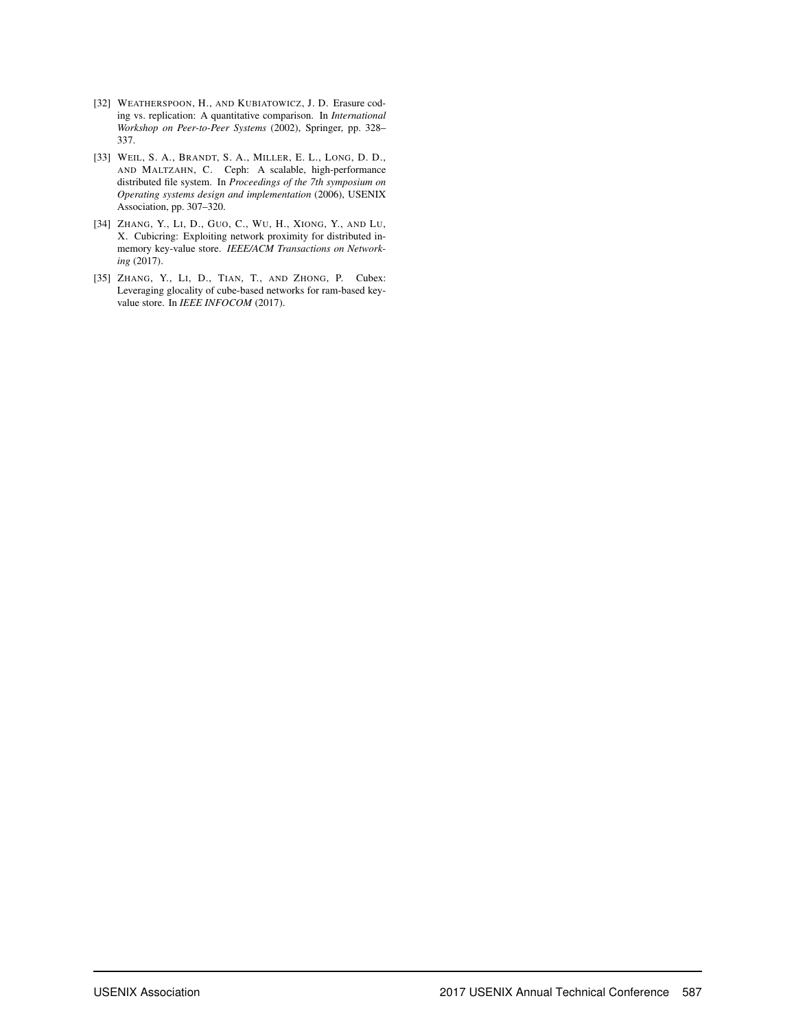[32] WEATHERSPOON, H., AND KUBIATOWICZ, J. D. Erasure coding vs. replication: A quantitative comparison. In *International Workshop on Peer-to-Peer Systems* (2002), Springer, pp. 328–337.

[33] WEIL, S. A., BRANDT, S. A., MILLER, E. L., LONG, D. D., AND MALTZAHN, C. Ceph: A scalable, high-performance distributed file system. In *Proceedings of the 7th symposium on Operating systems design and implementation* (2006), USENIX Association, pp. 307–320.

[34] ZHANG, Y., LI, D., GUO, C., WU, H., XIONG, Y., AND LU, X. Cubicring: Exploiting network proximity for distributed in-memory key-value store. *IEEE/ACM Transactions on Networking* (2017).

[35] ZHANG, Y., LI, D., TIAN, T., AND ZHONG, P. Cubex: Leveraging glocality of cube-based networks for ram-based key-value store. In *IEEE INFOCOM* (2017).